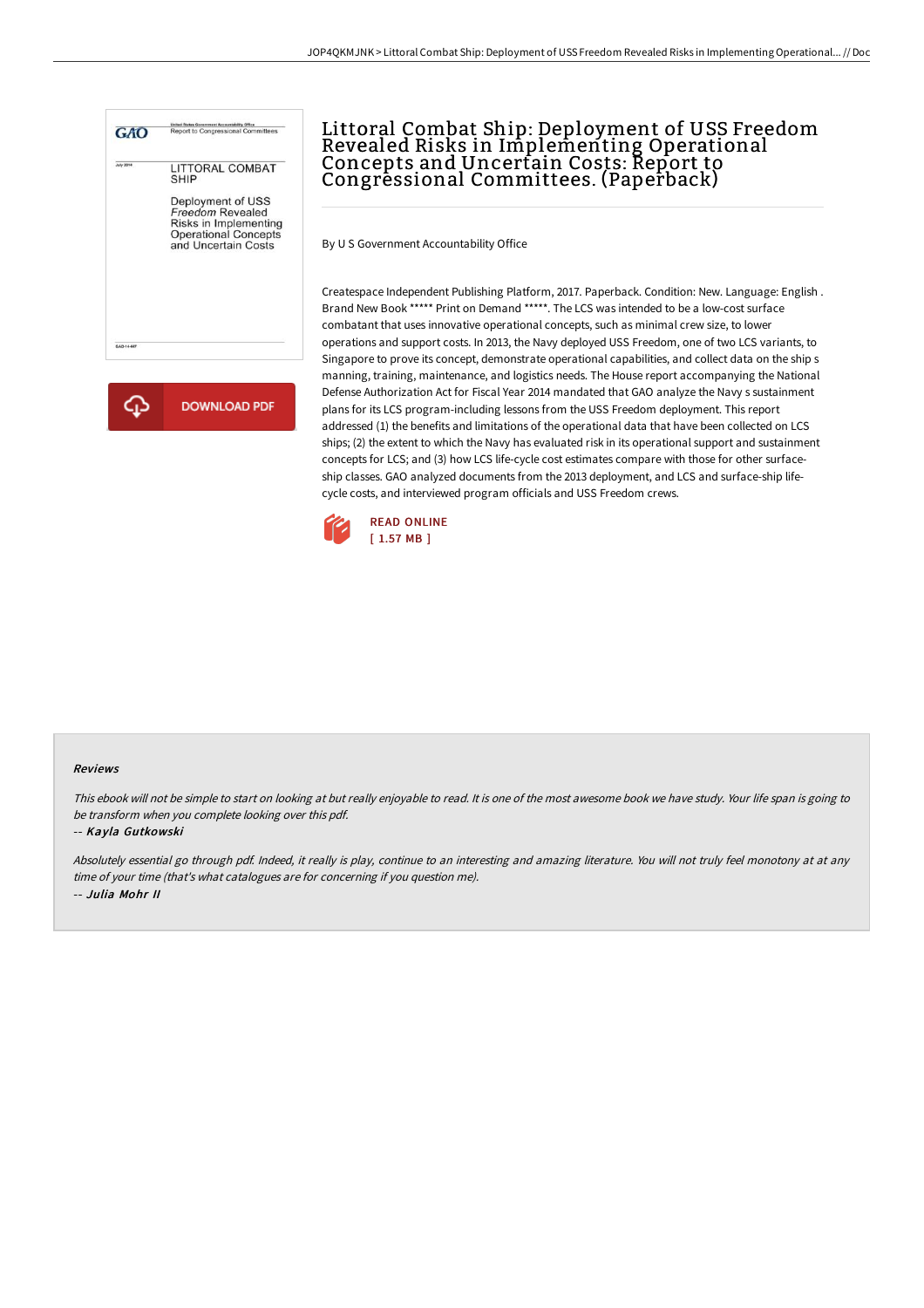# Littoral Combat Ship: Deployment of USS Freedom Revealed Risks in Implementing Operational Concepts and Uncertain Costs: Report to Congressional Committees. (Paperback)

By U S Government Accountability Office

Createspace Independent Publishing Platform, 2017. Paperback. Condition: New. Language: English . Brand New Book ***** Print on Demand *****. The LCS was intended to be a low-cost surface combatant that uses innovative operational concepts, such as minimal crew size, to lower operations and support costs. In 2013, the Navy deployed USS Freedom, one of two LCS variants, to Singapore to prove its concept, demonstrate operational capabilities, and collect data on the ship s manning, training, maintenance, and logistics needs. The House report accompanying the National Defense Authorization Act for Fiscal Year 2014 mandated that GAO analyze the Navy s sustainment plans for its LCS program-including lessons from the USS Freedom deployment. This report addressed (1) the benefits and limitations of the operational data that have been collected on LCS ships; (2) the extent to which the Navy has evaluated risk in its operational support and sustainment concepts for LCS; and (3) how LCS life-cycle cost estimates compare with those for other surface-ship classes. GAO analyzed documents from the 2013 deployment, and LCS and surface-ship life-cycle costs, and interviewed program officials and USS Freedom crews.

READ ONLINE
[ 1.57 MB ]

#### Reviews

*This ebook will not be simple to start on looking at but really enjoyable to read. It is one of the most awesome book we have study. Your life span is going to be transform when you complete looking over this pdf.*

-- *Kayla Gutkowski*

*Absolutely essential go through pdf. Indeed, it really is play, continue to an interesting and amazing literature. You will not truly feel monotony at at any time of your time (that's what catalogues are for concerning if you question me).*

-- *Julia Mohr II*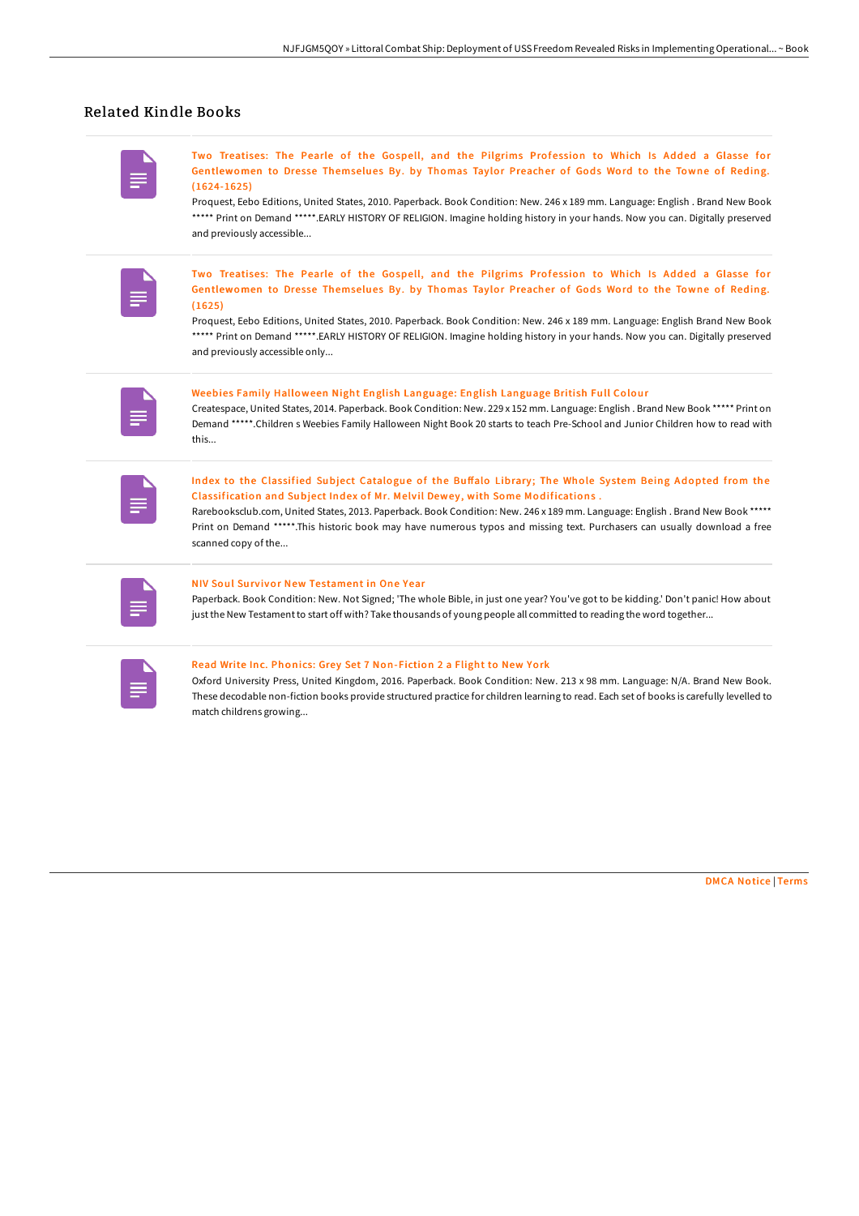## Related Kindle Books

### Two Treatises: The Pearle of the Gospell, and the Pilgrims Profession to Which Is Added a Glasse for Gentlewomen to Dresse Themselues By. by Thomas Taylor Preacher of Gods Word to the Towne of Reding. (1624-1625)

Proquest, Eebo Editions, United States, 2010. Paperback. Book Condition: New. 246 x 189 mm. Language: English . Brand New Book ***** Print on Demand *****.EARLY HISTORY OF RELIGION. Imagine holding history in your hands. Now you can. Digitally preserved and previously accessible...

### Two Treatises: The Pearle of the Gospell, and the Pilgrims Profession to Which Is Added a Glasse for Gentlewomen to Dresse Themselues By. by Thomas Taylor Preacher of Gods Word to the Towne of Reding. (1625)

Proquest, Eebo Editions, United States, 2010. Paperback. Book Condition: New. 246 x 189 mm. Language: English Brand New Book ***** Print on Demand *****.EARLY HISTORY OF RELIGION. Imagine holding history in your hands. Now you can. Digitally preserved and previously accessible only...

### Weebies Family Halloween Night English Language: English Language British Full Colour

Createspace, United States, 2014. Paperback. Book Condition: New. 229 x 152 mm. Language: English . Brand New Book ***** Print on Demand *****.Children s Weebies Family Halloween Night Book 20 starts to teach Pre-School and Junior Children how to read with this...

### Index to the Classified Subject Catalogue of the Buffalo Library; The Whole System Being Adopted from the Classification and Subject Index of Mr. Melvil Dewey, with Some Modifications .

Rarebooksclub.com, United States, 2013. Paperback. Book Condition: New. 246 x 189 mm. Language: English . Brand New Book ***** Print on Demand *****.This historic book may have numerous typos and missing text. Purchasers can usually download a free scanned copy of the...

### NIV Soul Survivor New Testament in One Year

Paperback. Book Condition: New. Not Signed; 'The whole Bible, in just one year? You've got to be kidding.' Don't panic! How about just the New Testament to start off with? Take thousands of young people all committed to reading the word together...

### Read Write Inc. Phonics: Grey Set 7 Non-Fiction 2 a Flight to New York

Oxford University Press, United Kingdom, 2016. Paperback. Book Condition: New. 213 x 98 mm. Language: N/A. Brand New Book. These decodable non-fiction books provide structured practice for children learning to read. Each set of books is carefully levelled to match childrens growing...

DMCA Notice | Terms